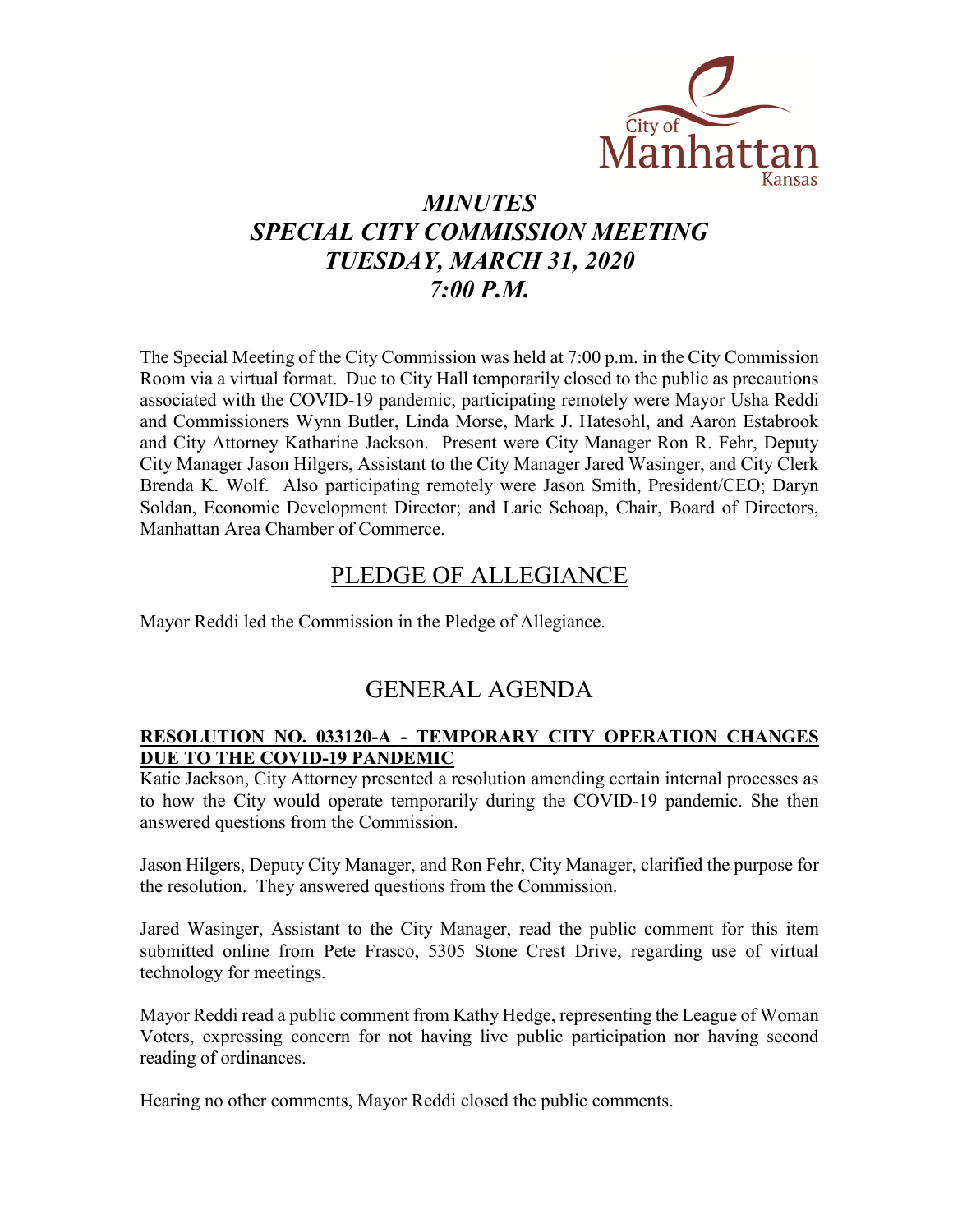# *MINUTES*
# *SPECIAL CITY COMMISSION MEETING*
# *TUESDAY, MARCH 31, 2020*
# *7:00 P.M.*

The Special Meeting of the City Commission was held at 7:00 p.m. in the City Commission Room via a virtual format. Due to City Hall temporarily closed to the public as precautions associated with the COVID-19 pandemic, participating remotely were Mayor Usha Reddi and Commissioners Wynn Butler, Linda Morse, Mark J. Hatesohl, and Aaron Estabrook and City Attorney Katharine Jackson. Present were City Manager Ron R. Fehr, Deputy City Manager Jason Hilgers, Assistant to the City Manager Jared Wasinger, and City Clerk Brenda K. Wolf. Also participating remotely were Jason Smith, President/CEO; Daryn Soldan, Economic Development Director; and Larie Schoap, Chair, Board of Directors, Manhattan Area Chamber of Commerce.

## PLEDGE OF ALLEGIANCE

Mayor Reddi led the Commission in the Pledge of Allegiance.

## GENERAL AGENDA

**RESOLUTION NO. 033120-A - TEMPORARY CITY OPERATION CHANGES DUE TO THE COVID-19 PANDEMIC**

Katie Jackson, City Attorney presented a resolution amending certain internal processes as to how the City would operate temporarily during the COVID-19 pandemic. She then answered questions from the Commission.

Jason Hilgers, Deputy City Manager, and Ron Fehr, City Manager, clarified the purpose for the resolution. They answered questions from the Commission.

Jared Wasinger, Assistant to the City Manager, read the public comment for this item submitted online from Pete Frasco, 5305 Stone Crest Drive, regarding use of virtual technology for meetings.

Mayor Reddi read a public comment from Kathy Hedge, representing the League of Woman Voters, expressing concern for not having live public participation nor having second reading of ordinances.

Hearing no other comments, Mayor Reddi closed the public comments.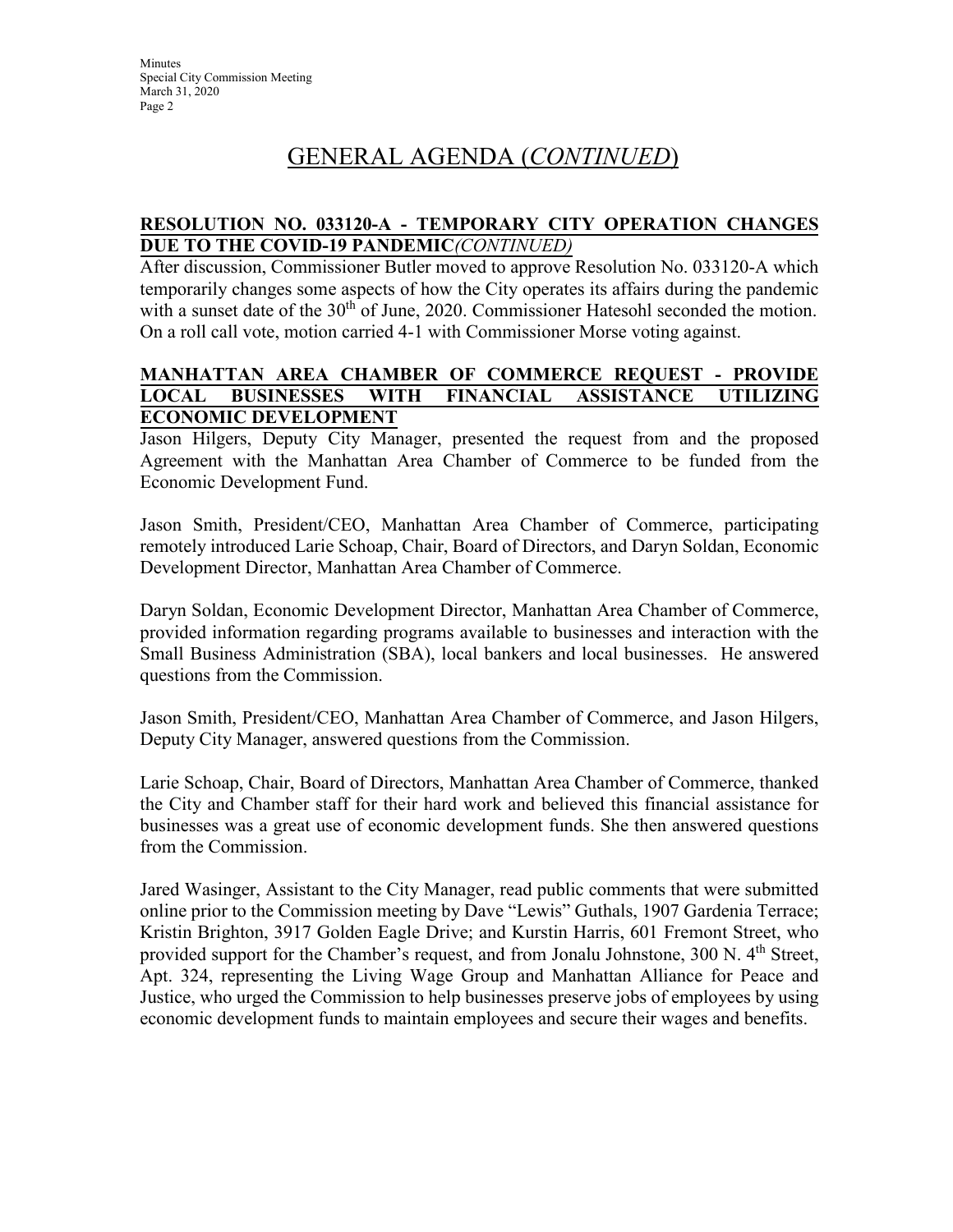# GENERAL AGENDA (*CONTINUED*)

**RESOLUTION NO. 033120-A - TEMPORARY CITY OPERATION CHANGES DUE TO THE COVID-19 PANDEMIC***(CONTINUED)*

After discussion, Commissioner Butler moved to approve Resolution No. 033120-A which temporarily changes some aspects of how the City operates its affairs during the pandemic with a sunset date of the 30th of June, 2020. Commissioner Hatesohl seconded the motion. On a roll call vote, motion carried 4-1 with Commissioner Morse voting against.

**MANHATTAN AREA CHAMBER OF COMMERCE REQUEST - PROVIDE LOCAL BUSINESSES WITH FINANCIAL ASSISTANCE UTILIZING ECONOMIC DEVELOPMENT**

Jason Hilgers, Deputy City Manager, presented the request from and the proposed Agreement with the Manhattan Area Chamber of Commerce to be funded from the Economic Development Fund.

Jason Smith, President/CEO, Manhattan Area Chamber of Commerce, participating remotely introduced Larie Schoap, Chair, Board of Directors, and Daryn Soldan, Economic Development Director, Manhattan Area Chamber of Commerce.

Daryn Soldan, Economic Development Director, Manhattan Area Chamber of Commerce, provided information regarding programs available to businesses and interaction with the Small Business Administration (SBA), local bankers and local businesses. He answered questions from the Commission.

Jason Smith, President/CEO, Manhattan Area Chamber of Commerce, and Jason Hilgers, Deputy City Manager, answered questions from the Commission.

Larie Schoap, Chair, Board of Directors, Manhattan Area Chamber of Commerce, thanked the City and Chamber staff for their hard work and believed this financial assistance for businesses was a great use of economic development funds. She then answered questions from the Commission.

Jared Wasinger, Assistant to the City Manager, read public comments that were submitted online prior to the Commission meeting by Dave "Lewis" Guthals, 1907 Gardenia Terrace; Kristin Brighton, 3917 Golden Eagle Drive; and Kurstin Harris, 601 Fremont Street, who provided support for the Chamber's request, and from Jonalu Johnstone, 300 N. 4th Street, Apt. 324, representing the Living Wage Group and Manhattan Alliance for Peace and Justice, who urged the Commission to help businesses preserve jobs of employees by using economic development funds to maintain employees and secure their wages and benefits.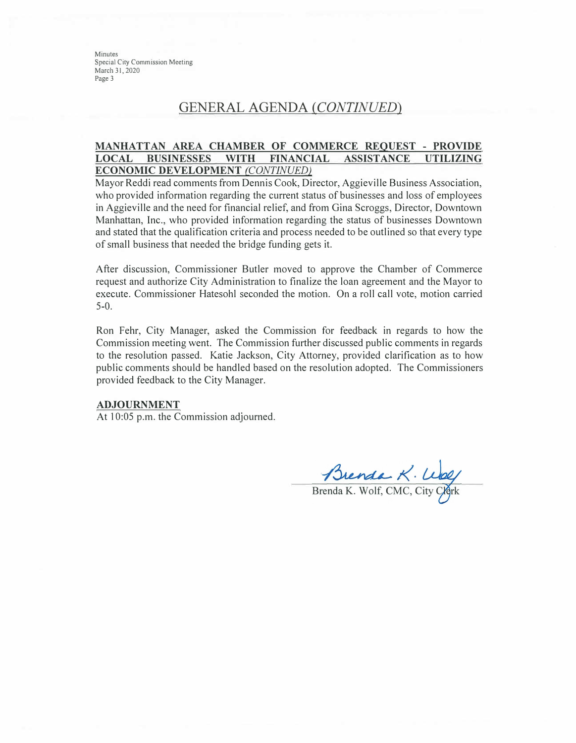## GENERAL AGENDA *(CONTINUED)*

**MANHATTAN AREA CHAMBER OF COMMERCE REQUEST - PROVIDE LOCAL BUSINESSES WITH FINANCIAL ASSISTANCE UTILIZING ECONOMIC DEVELOPMENT** ***(CONTINUED)***

Mayor Reddi read comments from Dennis Cook, Director, Aggieville Business Association, who provided information regarding the current status of businesses and loss of employees in Aggieville and the need for financial relief, and from Gina Scroggs, Director, Downtown Manhattan, Inc., who provided information regarding the status of businesses Downtown and stated that the qualification criteria and process needed to be outlined so that every type of small business that needed the bridge funding gets it.

After discussion, Commissioner Butler moved to approve the Chamber of Commerce request and authorize City Administration to finalize the loan agreement and the Mayor to execute. Commissioner Hatesohl seconded the motion. On a roll call vote, motion carried 5-0.

Ron Fehr, City Manager, asked the Commission for feedback in regards to how the Commission meeting went. The Commission further discussed public comments in regards to the resolution passed. Katie Jackson, City Attorney, provided clarification as to how public comments should be handled based on the resolution adopted. The Commissioners provided feedback to the City Manager.

**ADJOURNMENT**

At 10:05 p.m. the Commission adjourned.

Brenda K. Wolf

Brenda K. Wolf, CMC, City Clerk